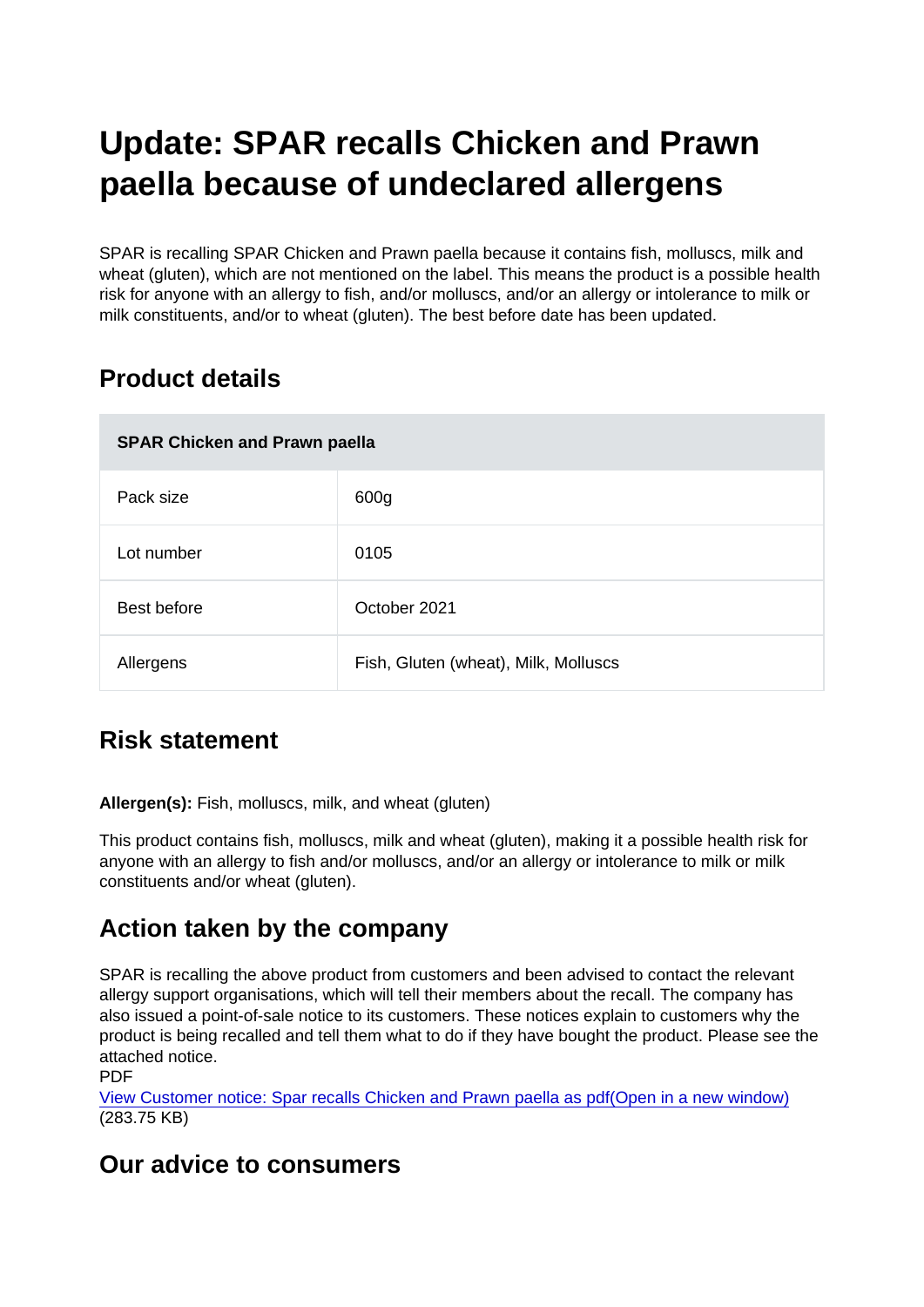# Update: SPAR recalls Chicken and Prawn paella because of undeclared allergens

SPAR is recalling SPAR Chicken and Prawn paella because it contains fish, molluscs, milk and wheat (gluten), which are not mentioned on the label. This means the product is a possible health risk for anyone with an allergy to fish, and/or molluscs, and/or an allergy or intolerance to milk or milk constituents, and/or to wheat (gluten). The best before date has been updated.

## Product details

| SPAR Chicken and Prawn paella | |
|---|---|
| Pack size | 600g |
| Lot number | 0105 |
| Best before | October 2021 |
| Allergens | Fish, Gluten (wheat), Milk, Molluscs |

## Risk statement

**Allergen(s):** Fish, molluscs, milk, and wheat (gluten)

This product contains fish, molluscs, milk and wheat (gluten), making it a possible health risk for anyone with an allergy to fish and/or molluscs, and/or an allergy or intolerance to milk or milk constituents and/or wheat (gluten).

## Action taken by the company

SPAR is recalling the above product from customers and been advised to contact the relevant allergy support organisations, which will tell their members about the recall. The company has also issued a point-of-sale notice to its customers. These notices explain to customers why the product is being recalled and tell them what to do if they have bought the product. Please see the attached notice.
PDF
View Customer notice: Spar recalls Chicken and Prawn paella as pdf(Open in a new window) (283.75 KB)

## Our advice to consumers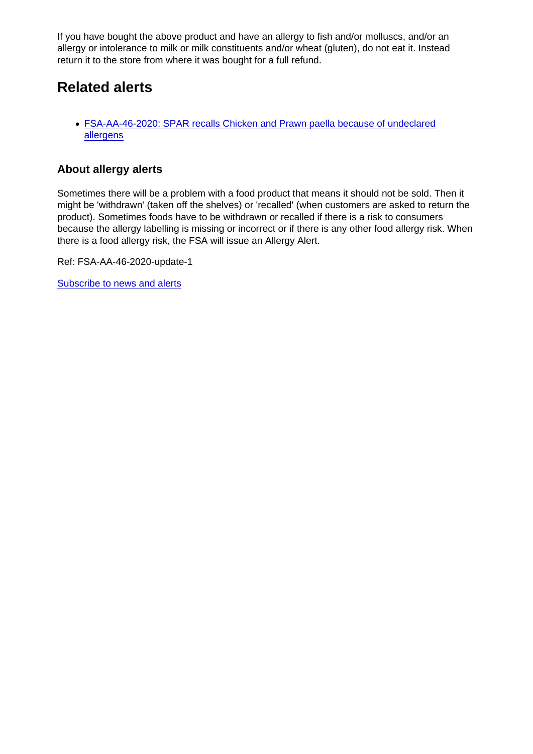If you have bought the above product and have an allergy to fish and/or molluscs, and/or an allergy or intolerance to milk or milk constituents and/or wheat (gluten), do not eat it. Instead return it to the store from where it was bought for a full refund.

## Related alerts

- FSA-AA-46-2020: SPAR recalls Chicken and Prawn paella because of undeclared allergens

### About allergy alerts

Sometimes there will be a problem with a food product that means it should not be sold. Then it might be 'withdrawn' (taken off the shelves) or 'recalled' (when customers are asked to return the product). Sometimes foods have to be withdrawn or recalled if there is a risk to consumers because the allergy labelling is missing or incorrect or if there is any other food allergy risk. When there is a food allergy risk, the FSA will issue an Allergy Alert.

Ref: FSA-AA-46-2020-update-1

Subscribe to news and alerts